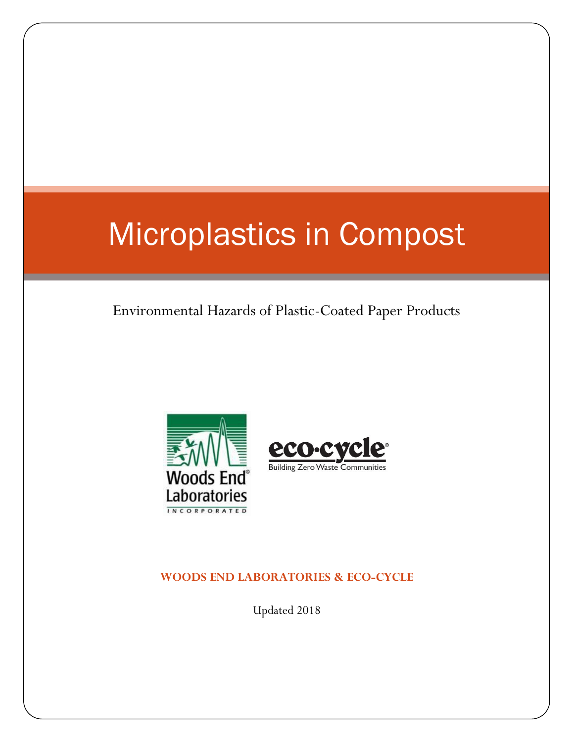# Microplastics in Compost

Environmental Hazards of Plastic-Coated Paper Products

Woods End Laboratories Incorporated

eco·cycle
Building Zero Waste Communities

**WOODS END LABORATORIES & ECO-CYCLE**

Updated 2018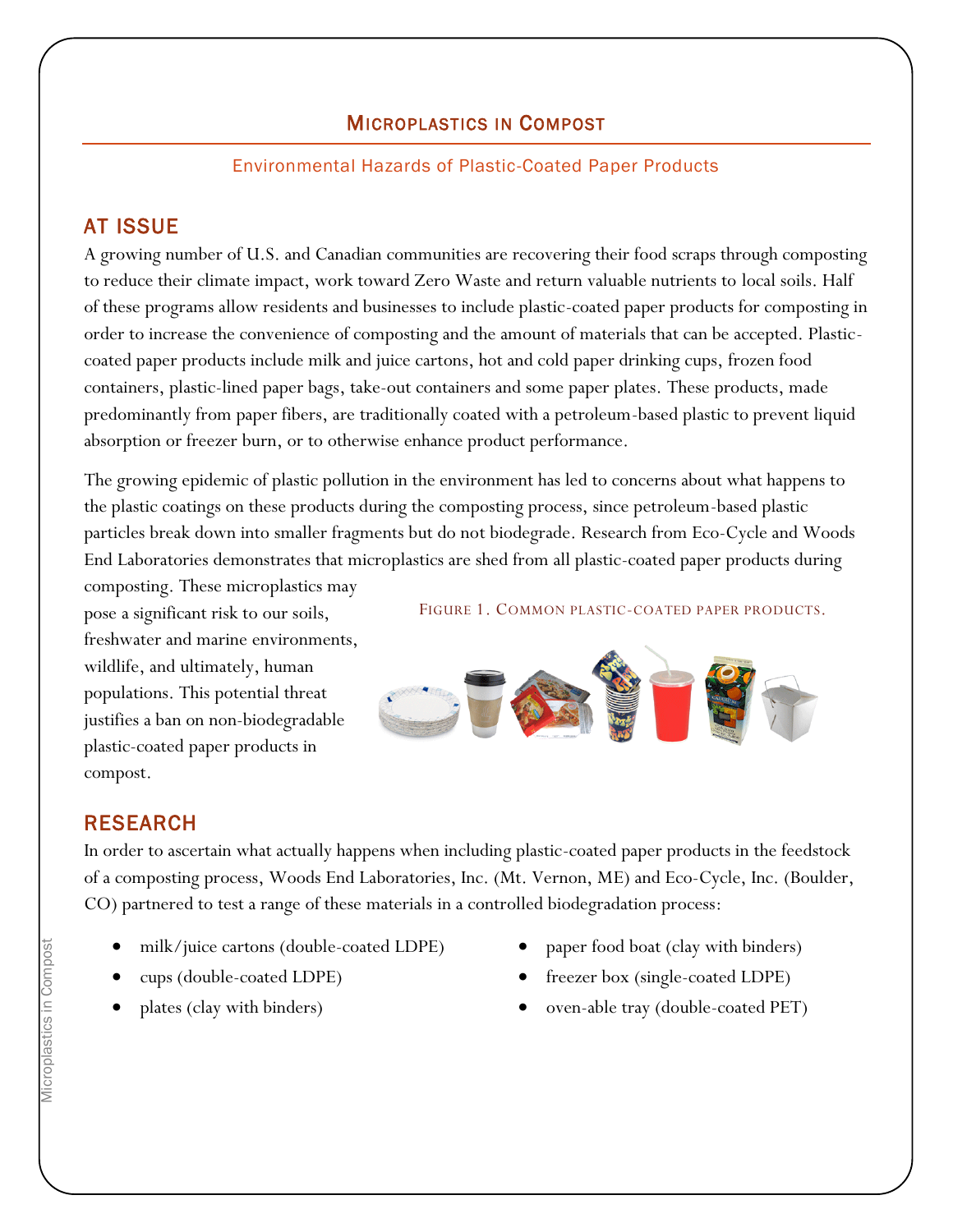# Microplastics in Compost

Environmental Hazards of Plastic-Coated Paper Products

## AT ISSUE

A growing number of U.S. and Canadian communities are recovering their food scraps through composting to reduce their climate impact, work toward Zero Waste and return valuable nutrients to local soils. Half of these programs allow residents and businesses to include plastic-coated paper products for composting in order to increase the convenience of composting and the amount of materials that can be accepted. Plastic-coated paper products include milk and juice cartons, hot and cold paper drinking cups, frozen food containers, plastic-lined paper bags, take-out containers and some paper plates. These products, made predominantly from paper fibers, are traditionally coated with a petroleum-based plastic to prevent liquid absorption or freezer burn, or to otherwise enhance product performance.

The growing epidemic of plastic pollution in the environment has led to concerns about what happens to the plastic coatings on these products during the composting process, since petroleum-based plastic particles break down into smaller fragments but do not biodegrade. Research from Eco-Cycle and Woods End Laboratories demonstrates that microplastics are shed from all plastic-coated paper products during composting. These microplastics may pose a significant risk to our soils, freshwater and marine environments, wildlife, and ultimately, human populations. This potential threat justifies a ban on non-biodegradable plastic-coated paper products in compost.

Figure 1. Common plastic-coated paper products.

## RESEARCH

In order to ascertain what actually happens when including plastic-coated paper products in the feedstock of a composting process, Woods End Laboratories, Inc. (Mt. Vernon, ME) and Eco-Cycle, Inc. (Boulder, CO) partnered to test a range of these materials in a controlled biodegradation process:

- milk/juice cartons (double-coated LDPE)
- cups (double-coated LDPE)
- plates (clay with binders)
- paper food boat (clay with binders)
- freezer box (single-coated LDPE)
- oven-able tray (double-coated PET)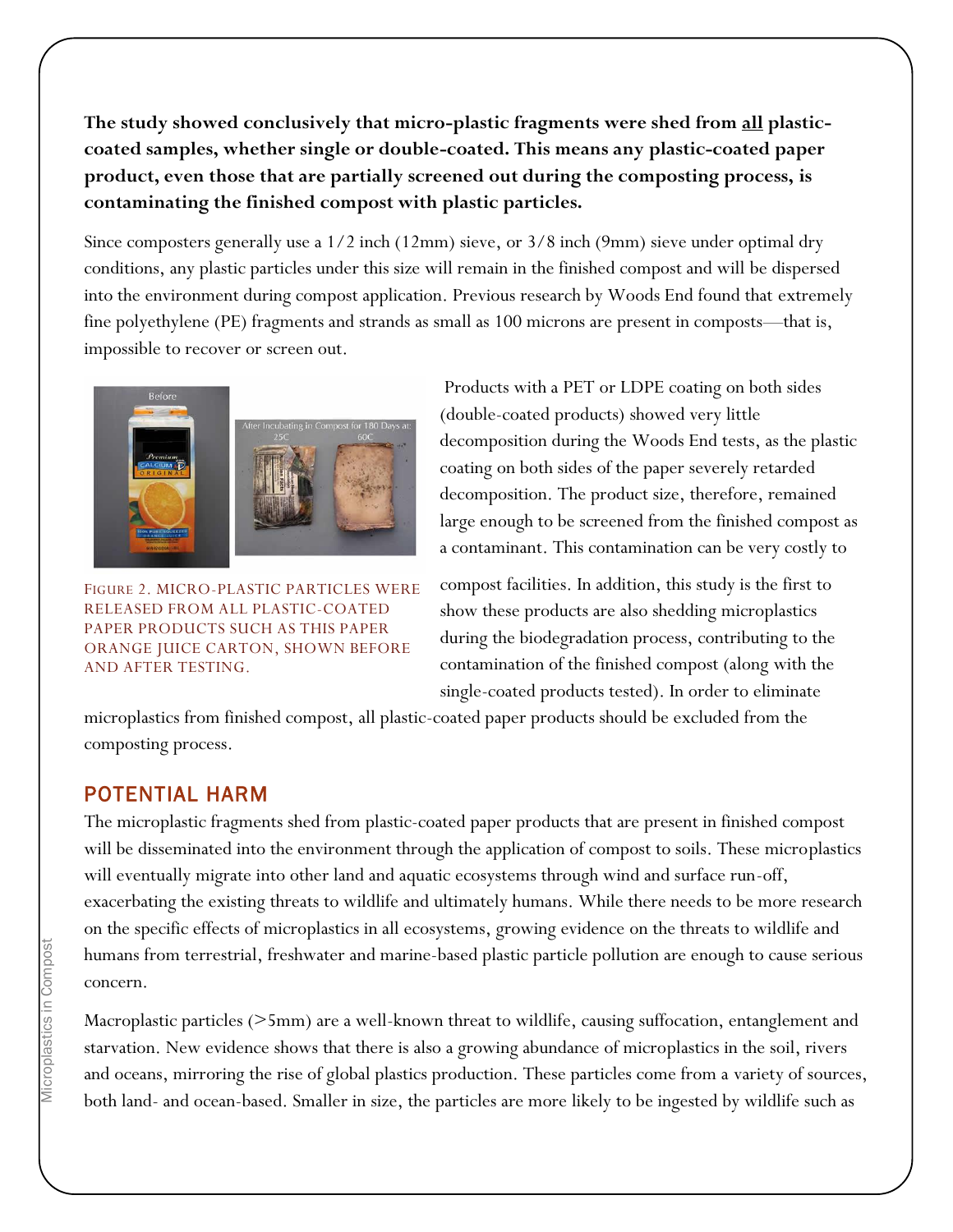**The study showed conclusively that micro-plastic fragments were shed from all plastic-coated samples, whether single or double-coated. This means any plastic-coated paper product, even those that are partially screened out during the composting process, is contaminating the finished compost with plastic particles.**

Since composters generally use a 1/2 inch (12mm) sieve, or 3/8 inch (9mm) sieve under optimal dry conditions, any plastic particles under this size will remain in the finished compost and will be dispersed into the environment during compost application. Previous research by Woods End found that extremely fine polyethylene (PE) fragments and strands as small as 100 microns are present in composts—that is, impossible to recover or screen out.

FIGURE 2. MICRO-PLASTIC PARTICLES WERE RELEASED FROM ALL PLASTIC-COATED PAPER PRODUCTS SUCH AS THIS PAPER ORANGE JUICE CARTON, SHOWN BEFORE AND AFTER TESTING.

Products with a PET or LDPE coating on both sides (double-coated products) showed very little decomposition during the Woods End tests, as the plastic coating on both sides of the paper severely retarded decomposition. The product size, therefore, remained large enough to be screened from the finished compost as a contaminant. This contamination can be very costly to compost facilities. In addition, this study is the first to show these products are also shedding microplastics during the biodegradation process, contributing to the contamination of the finished compost (along with the single-coated products tested). In order to eliminate microplastics from finished compost, all plastic-coated paper products should be excluded from the composting process.

## POTENTIAL HARM

The microplastic fragments shed from plastic-coated paper products that are present in finished compost will be disseminated into the environment through the application of compost to soils. These microplastics will eventually migrate into other land and aquatic ecosystems through wind and surface run-off, exacerbating the existing threats to wildlife and ultimately humans. While there needs to be more research on the specific effects of microplastics in all ecosystems, growing evidence on the threats to wildlife and humans from terrestrial, freshwater and marine-based plastic particle pollution are enough to cause serious concern.

Macroplastic particles (>5mm) are a well-known threat to wildlife, causing suffocation, entanglement and starvation. New evidence shows that there is also a growing abundance of microplastics in the soil, rivers and oceans, mirroring the rise of global plastics production. These particles come from a variety of sources, both land- and ocean-based. Smaller in size, the particles are more likely to be ingested by wildlife such as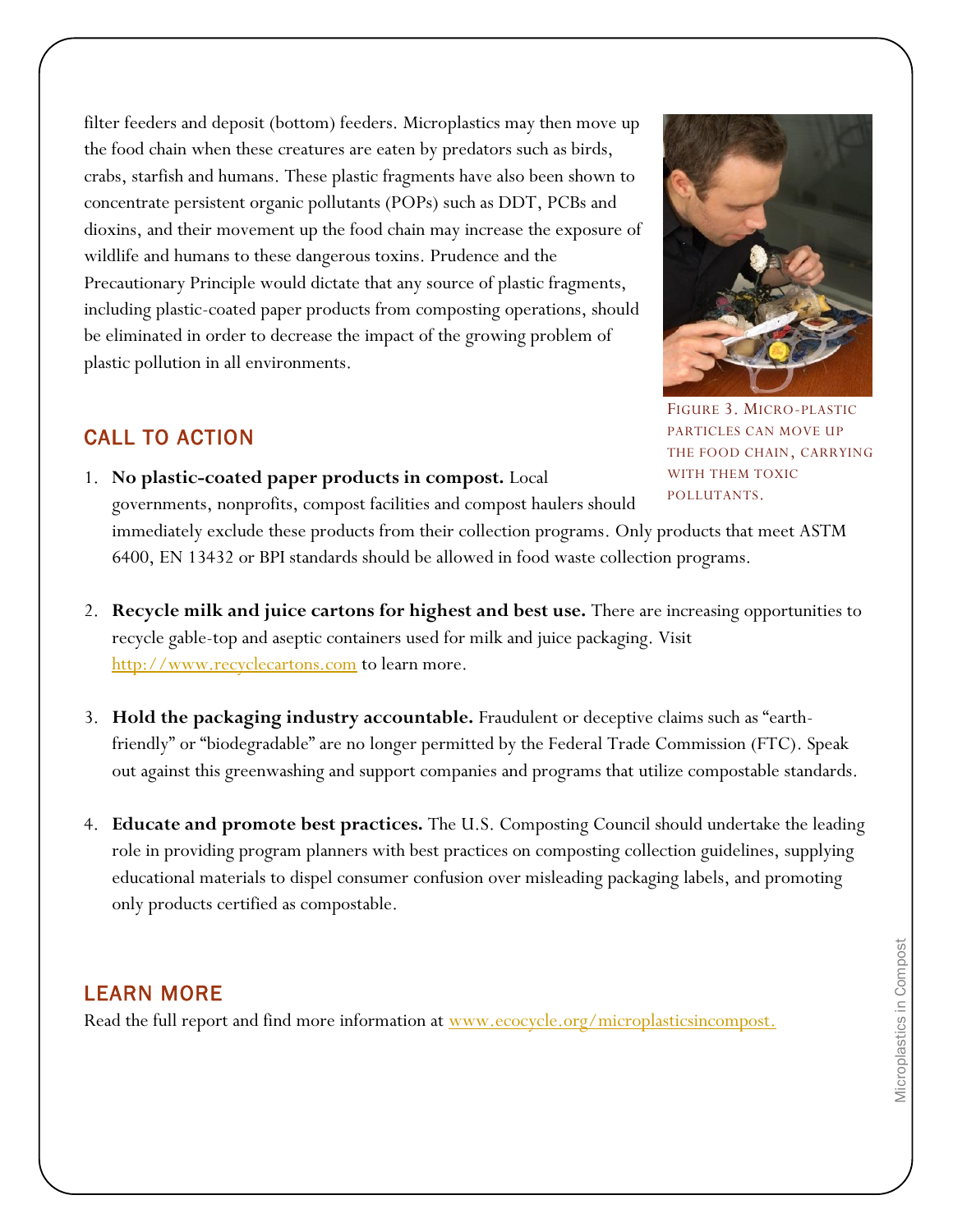filter feeders and deposit (bottom) feeders. Microplastics may then move up the food chain when these creatures are eaten by predators such as birds, crabs, starfish and humans. These plastic fragments have also been shown to concentrate persistent organic pollutants (POPs) such as DDT, PCBs and dioxins, and their movement up the food chain may increase the exposure of wildlife and humans to these dangerous toxins. Prudence and the Precautionary Principle would dictate that any source of plastic fragments, including plastic-coated paper products from composting operations, should be eliminated in order to decrease the impact of the growing problem of plastic pollution in all environments.

FIGURE 3. MICRO-PLASTIC PARTICLES CAN MOVE UP THE FOOD CHAIN, CARRYING WITH THEM TOXIC POLLUTANTS.

## CALL TO ACTION

1. **No plastic-coated paper products in compost.** Local governments, nonprofits, compost facilities and compost haulers should immediately exclude these products from their collection programs. Only products that meet ASTM 6400, EN 13432 or BPI standards should be allowed in food waste collection programs.

2. **Recycle milk and juice cartons for highest and best use.** There are increasing opportunities to recycle gable-top and aseptic containers used for milk and juice packaging. Visit http://www.recyclecartons.com to learn more.

3. **Hold the packaging industry accountable.** Fraudulent or deceptive claims such as "earth-friendly" or "biodegradable" are no longer permitted by the Federal Trade Commission (FTC). Speak out against this greenwashing and support companies and programs that utilize compostable standards.

4. **Educate and promote best practices.** The U.S. Composting Council should undertake the leading role in providing program planners with best practices on composting collection guidelines, supplying educational materials to dispel consumer confusion over misleading packaging labels, and promoting only products certified as compostable.

## LEARN MORE

Read the full report and find more information at www.ecocycle.org/microplasticsincompost.